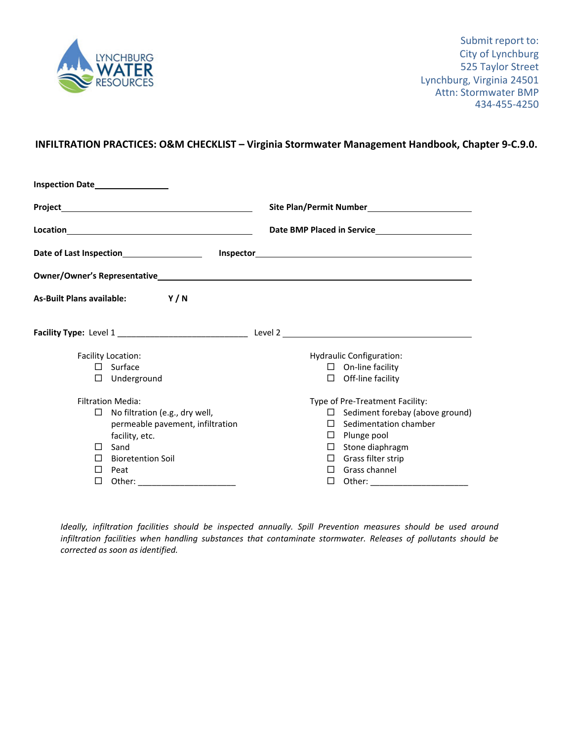LYNCHBURG WATER RESOURCES

Submit report to:
City of Lynchburg
525 Taylor Street
Lynchburg, Virginia 24501
Attn: Stormwater BMP
434-455-4250

## INFILTRATION PRACTICES: O&M CHECKLIST – Virginia Stormwater Management Handbook, Chapter 9-C.9.0.

**Inspection Date**________________

**Project**_______________________________________ **Site Plan/Permit Number**____________________

**Location**______________________________________ **Date BMP Placed in Service**____________________

**Date of Last Inspection**_________________ **Inspector**_____________________________________

**Owner/Owner's Representative**___________________________________________________________

**As-Built Plans available:** **Y / N**

**Facility Type:** Level 1 ___________________________ Level 2 ___________________________

Facility Location:

- ☐ Surface
- ☐ Underground

Hydraulic Configuration:

- ☐ On-line facility
- ☐ Off-line facility

Filtration Media:

- ☐ No filtration (e.g., dry well, permeable pavement, infiltration facility, etc.
- ☐ Sand
- ☐ Bioretention Soil
- ☐ Peat
- ☐ Other: _____________________

Type of Pre-Treatment Facility:

- ☐ Sediment forebay (above ground)
- ☐ Sedimentation chamber
- ☐ Plunge pool
- ☐ Stone diaphragm
- ☐ Grass filter strip
- ☐ Grass channel
- ☐ Other: _____________________

*Ideally, infiltration facilities should be inspected annually. Spill Prevention measures should be used around infiltration facilities when handling substances that contaminate stormwater. Releases of pollutants should be corrected as soon as identified.*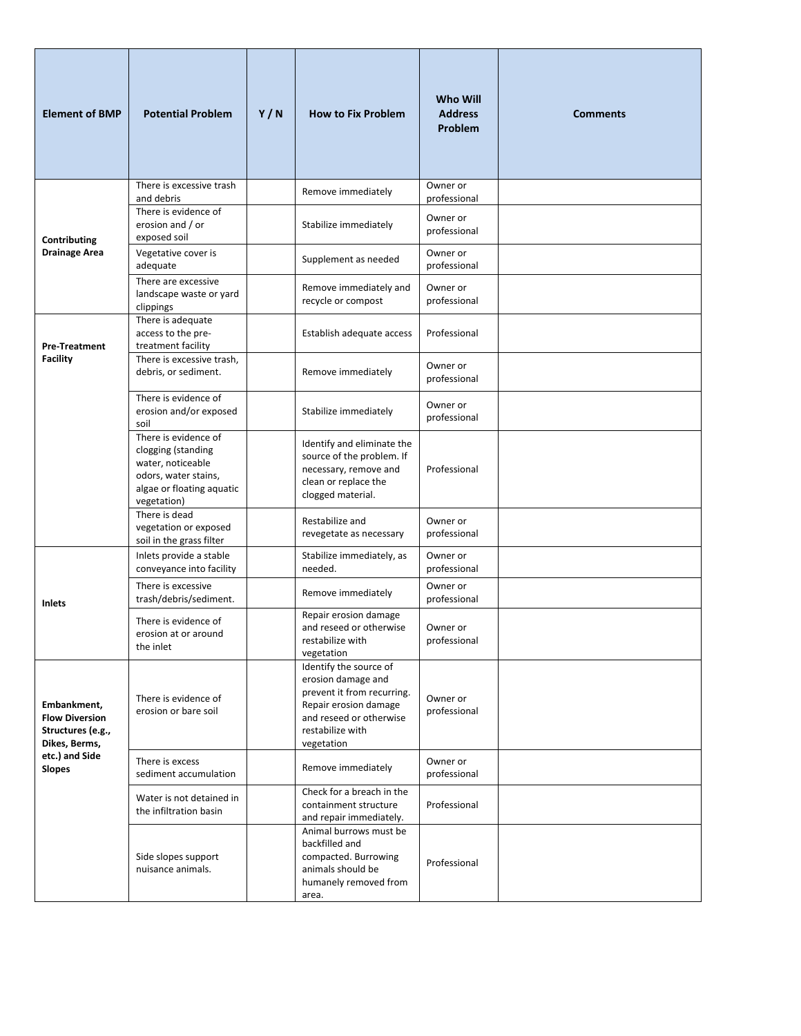| Element of BMP | Potential Problem | Y / N | How to Fix Problem | Who Will Address Problem | Comments |
|---|---|---|---|---|---|
| **Contributing Drainage Area** | There is excessive trash and debris | | Remove immediately | Owner or professional | |
| | There is evidence of erosion and / or exposed soil | | Stabilize immediately | Owner or professional | |
| | Vegetative cover is adequate | | Supplement as needed | Owner or professional | |
| | There are excessive landscape waste or yard clippings | | Remove immediately and recycle or compost | Owner or professional | |
| **Pre-Treatment Facility** | There is adequate access to the pre-treatment facility | | Establish adequate access | Professional | |
| | There is excessive trash, debris, or sediment. | | Remove immediately | Owner or professional | |
| | There is evidence of erosion and/or exposed soil | | Stabilize immediately | Owner or professional | |
| | There is evidence of clogging (standing water, noticeable odors, water stains, algae or floating aquatic vegetation) | | Identify and eliminate the source of the problem. If necessary, remove and clean or replace the clogged material. | Professional | |
| | There is dead vegetation or exposed soil in the grass filter | | Restabilize and revegetate as necessary | Owner or professional | |
| **Inlets** | Inlets provide a stable conveyance into facility | | Stabilize immediately, as needed. | Owner or professional | |
| | There is excessive trash/debris/sediment. | | Remove immediately | Owner or professional | |
| | There is evidence of erosion at or around the inlet | | Repair erosion damage and reseed or otherwise restabilize with vegetation | Owner or professional | |
| **Embankment, Flow Diversion Structures (e.g., Dikes, Berms, etc.) and Side Slopes** | There is evidence of erosion or bare soil | | Identify the source of erosion damage and prevent it from recurring. Repair erosion damage and reseed or otherwise restabilize with vegetation | Owner or professional | |
| | There is excess sediment accumulation | | Remove immediately | Owner or professional | |
| | Water is not detained in the infiltration basin | | Check for a breach in the containment structure and repair immediately. | Professional | |
| | Side slopes support nuisance animals. | | Animal burrows must be backfilled and compacted. Burrowing animals should be humanely removed from area. | Professional | |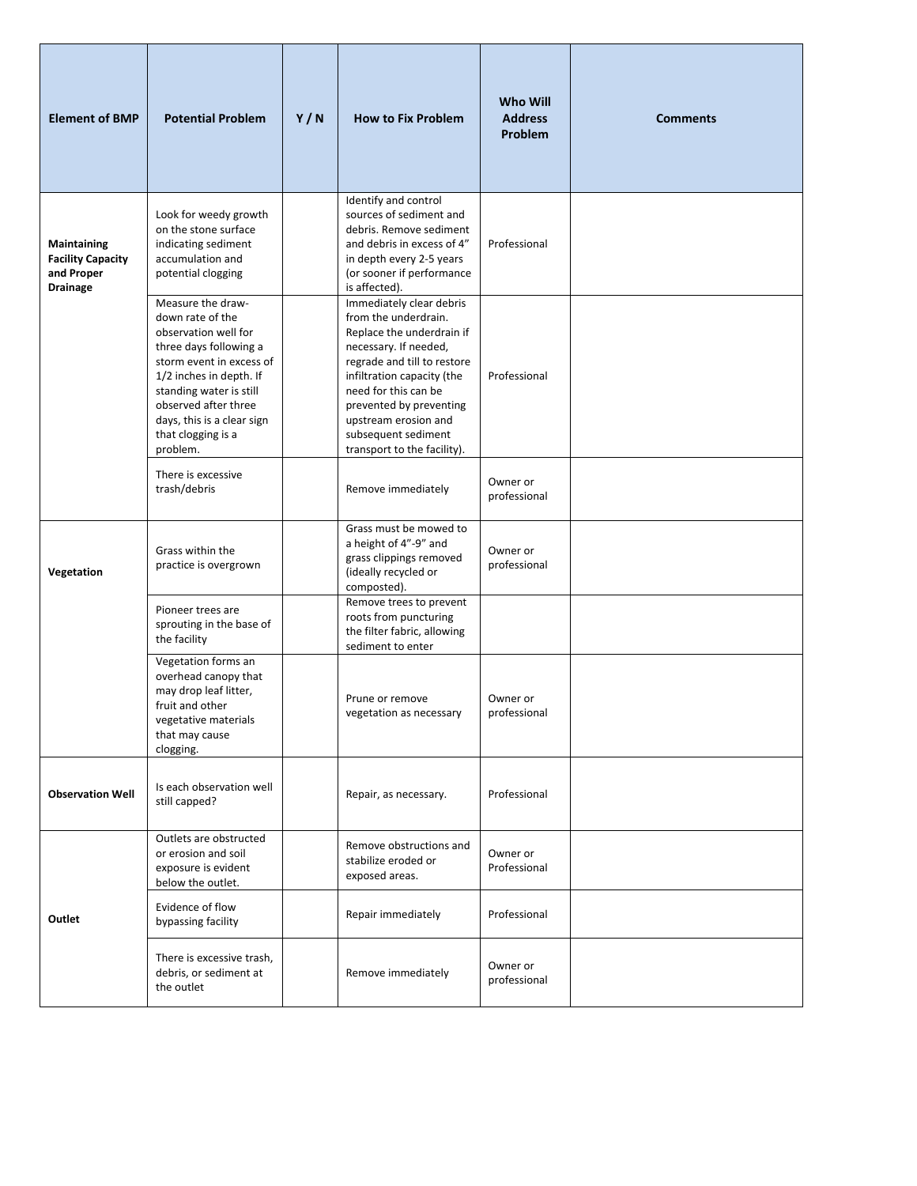| Element of BMP | Potential Problem | Y / N | How to Fix Problem | Who Will Address Problem | Comments |
|---|---|---|---|---|---|
| **Maintaining Facility Capacity and Proper Drainage** | Look for weedy growth on the stone surface indicating sediment accumulation and potential clogging | | Identify and control sources of sediment and debris. Remove sediment and debris in excess of 4" in depth every 2-5 years (or sooner if performance is affected). | Professional | |
| | Measure the draw-down rate of the observation well for three days following a storm event in excess of 1/2 inches in depth. If standing water is still observed after three days, this is a clear sign that clogging is a problem. | | Immediately clear debris from the underdrain. Replace the underdrain if necessary. If needed, regrade and till to restore infiltration capacity (the need for this can be prevented by preventing upstream erosion and subsequent sediment transport to the facility). | Professional | |
| | There is excessive trash/debris | | Remove immediately | Owner or professional | |
| **Vegetation** | Grass within the practice is overgrown | | Grass must be mowed to a height of 4"-9" and grass clippings removed (ideally recycled or composted). | Owner or professional | |
| | Pioneer trees are sprouting in the base of the facility | | Remove trees to prevent roots from puncturing the filter fabric, allowing sediment to enter | | |
| | Vegetation forms an overhead canopy that may drop leaf litter, fruit and other vegetative materials that may cause clogging. | | Prune or remove vegetation as necessary | Owner or professional | |
| **Observation Well** | Is each observation well still capped? | | Repair, as necessary. | Professional | |
| **Outlet** | Outlets are obstructed or erosion and soil exposure is evident below the outlet. | | Remove obstructions and stabilize eroded or exposed areas. | Owner or Professional | |
| | Evidence of flow bypassing facility | | Repair immediately | Professional | |
| | There is excessive trash, debris, or sediment at the outlet | | Remove immediately | Owner or professional | |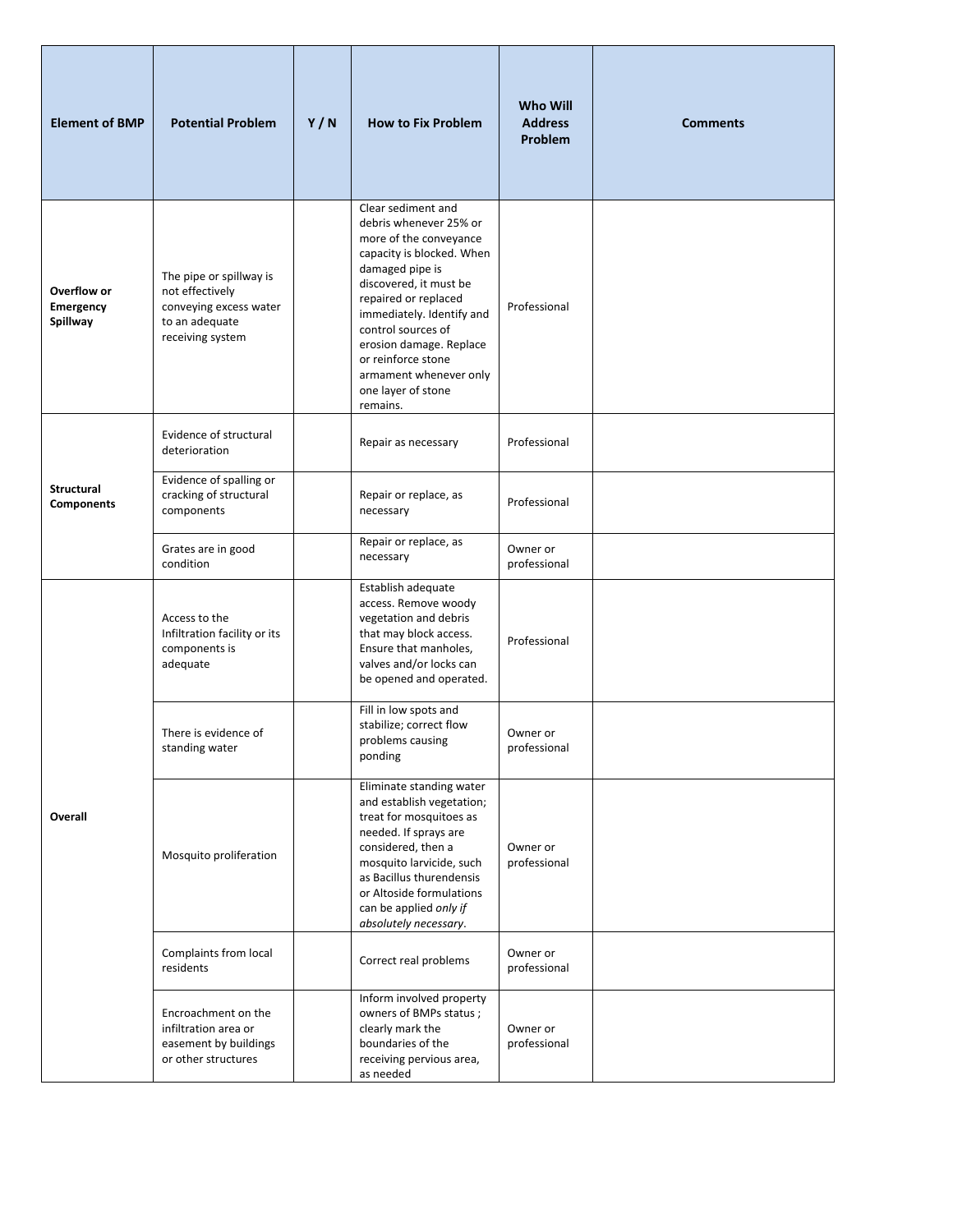| Element of BMP | Potential Problem | Y / N | How to Fix Problem | Who Will Address Problem | Comments |
|---|---|---|---|---|---|
| **Overflow or Emergency Spillway** | The pipe or spillway is not effectively conveying excess water to an adequate receiving system | | Clear sediment and debris whenever 25% or more of the conveyance capacity is blocked. When damaged pipe is discovered, it must be repaired or replaced immediately. Identify and control sources of erosion damage. Replace or reinforce stone armament whenever only one layer of stone remains. | Professional | |
| **Structural Components** | Evidence of structural deterioration | | Repair as necessary | Professional | |
| | Evidence of spalling or cracking of structural components | | Repair or replace, as necessary | Professional | |
| | Grates are in good condition | | Repair or replace, as necessary | Owner or professional | |
| **Overall** | Access to the Infiltration facility or its components is adequate | | Establish adequate access. Remove woody vegetation and debris that may block access. Ensure that manholes, valves and/or locks can be opened and operated. | Professional | |
| | There is evidence of standing water | | Fill in low spots and stabilize; correct flow problems causing ponding | Owner or professional | |
| | Mosquito proliferation | | Eliminate standing water and establish vegetation; treat for mosquitoes as needed. If sprays are considered, then a mosquito larvicide, such as Bacillus thurendensis or Altoside formulations can be applied *only if absolutely necessary*. | Owner or professional | |
| | Complaints from local residents | | Correct real problems | Owner or professional | |
| | Encroachment on the infiltration area or easement by buildings or other structures | | Inform involved property owners of BMPs status ; clearly mark the boundaries of the receiving pervious area, as needed | Owner or professional | |